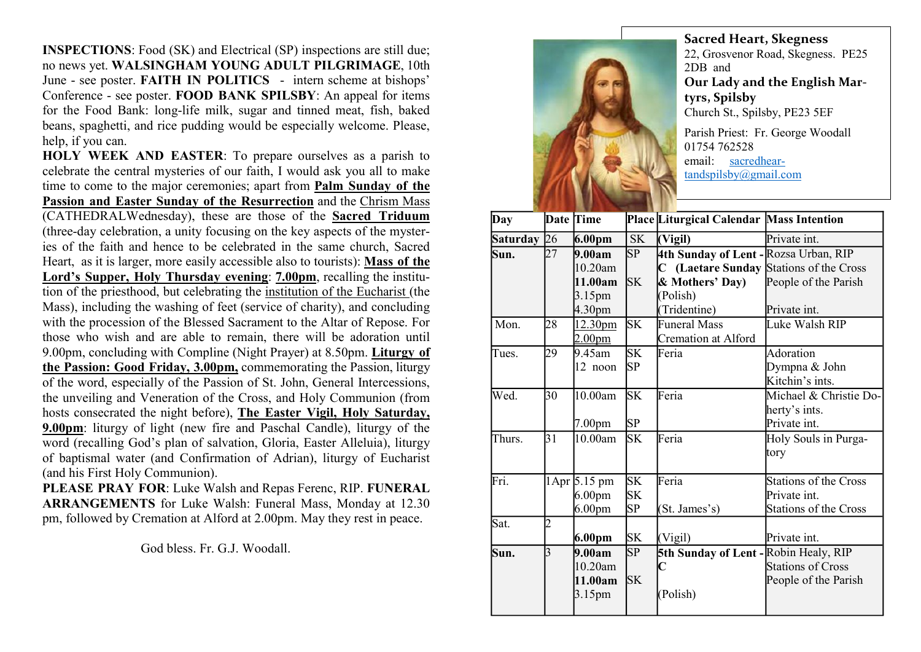**INSPECTIONS**: Food (SK) and Electrical (SP) inspections are still due; no news yet. **WALSINGHAM YOUNG ADULT PILGRIMAGE**, 10th June - see poster. **FAITH IN POLITICS** - intern scheme at bishops' Conference - see poster. **FOOD BANK SPILSBY**: An appeal for items for the Food Bank: long-life milk, sugar and tinned meat, fish, baked beans, spaghetti, and rice pudding would be especially welcome. Please, help, if you can.

**HOLY WEEK AND EASTER**: To prepare ourselves as a parish to celebrate the central mysteries of our faith, I would ask you all to make time to come to the major ceremonies; apart from **Palm Sunday of the Passion and Easter Sunday of the Resurrection** and the Chrism Mass (CATHEDRALWednesday), these are those of the **Sacred Triduum** (three-day celebration, a unity focusing on the key aspects of the mysteries of the faith and hence to be celebrated in the same church, Sacred Heart, as it is larger, more easily accessible also to tourists): **Mass of the Lord's Supper, Holy Thursday evening**: **7.00pm**, recalling the institution of the priesthood, but celebrating the institution of the Eucharist (the Mass), including the washing of feet (service of charity), and concluding with the procession of the Blessed Sacrament to the Altar of Repose. For those who wish and are able to remain, there will be adoration until 9.00pm, concluding with Compline (Night Prayer) at 8.50pm. **Liturgy of the Passion: Good Friday, 3.00pm,** commemorating the Passion, liturgy of the word, especially of the Passion of St. John, General Intercessions, the unveiling and Veneration of the Cross, and Holy Communion (from hosts consecrated the night before), **The Easter Vigil, Holy Saturday, 9.00pm**: liturgy of light (new fire and Paschal Candle), liturgy of the word (recalling God's plan of salvation, Gloria, Easter Alleluia), liturgy of baptismal water (and Confirmation of Adrian), liturgy of Eucharist (and his First Holy Communion).

**PLEASE PRAY FOR**: Luke Walsh and Repas Ferenc, RIP. **FUNERAL ARRANGEMENTS** for Luke Walsh: Funeral Mass, Monday at 12.30 pm, followed by Cremation at Alford at 2.00pm. May they rest in peace.

God bless. Fr. G.J. Woodall.

## Sacred Heart, Skegness

22, Grosvenor Road, Skegness. PE25 2DB and

## Our Lady and the English Martyrs, Spilsby

Church St., Spilsby, PE23 5EF

Parish Priest: Fr. George Woodall
01754 762528
email: sacredheartandspilsby@gmail.com

| Day | Date | Time | Place | Liturgical Calendar | Mass Intention |
|---|---|---|---|---|---|
| **Saturday** | 26 | **6.00pm** | SK | **(Vigil)** | Private int. |
| **Sun.** | 27 | **9.00am**<br>10.20am<br>**11.00am**<br>3.15pm<br>4.30pm | SP<br><br>SK | **4th Sunday of Lent - C (Laetare Sunday & Mothers' Day)**<br>(Polish)<br>(Tridentine) | Rozsa Urban, RIP<br>Stations of the Cross<br>People of the Parish<br><br>Private int. |
| Mon. | 28 | 12.30pm<br>2.00pm | SK | Funeral Mass<br>Cremation at Alford | Luke Walsh RIP |
| Tues. | 29 | 9.45am<br>12 noon | SK<br>SP | Feria | Adoration<br>Dympna & John Kitchin's ints. |
| Wed. | 30 | 10.00am<br><br>7.00pm | SK<br><br>SP | Feria | Michael & Christie Doherty's ints.<br>Private int. |
| Thurs. | 31 | 10.00am | SK | Feria | Holy Souls in Purgatory |
| Fri. | 1Apr | 5.15 pm<br>6.00pm<br>6.00pm | SK<br>SK<br>SP | Feria<br><br>(St. James's) | Stations of the Cross<br>Private int.<br>Stations of the Cross |
| Sat. | 2 | **6.00pm** | SK | (Vigil) | Private int. |
| **Sun.** | 3 | **9.00am**<br>10.20am<br>**11.00am**<br>3.15pm | SP<br><br>SK | **5th Sunday of Lent - C**<br><br><br>(Polish) | Robin Healy, RIP<br>Stations of Cross<br>People of the Parish |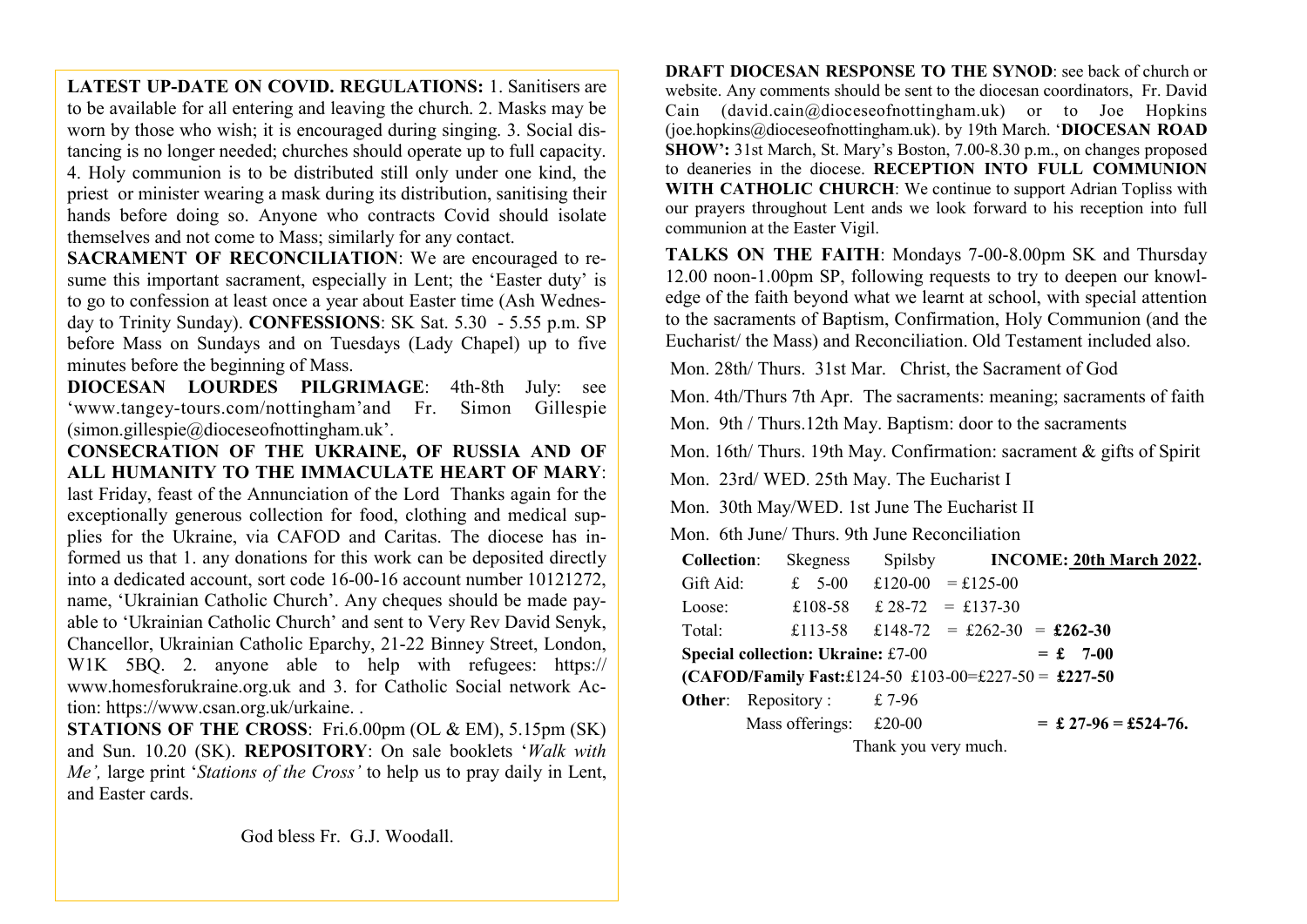**LATEST UP-DATE ON COVID. REGULATIONS:** 1. Sanitisers are to be available for all entering and leaving the church. 2. Masks may be worn by those who wish; it is encouraged during singing. 3. Social distancing is no longer needed; churches should operate up to full capacity. 4. Holy communion is to be distributed still only under one kind, the priest or minister wearing a mask during its distribution, sanitising their hands before doing so. Anyone who contracts Covid should isolate themselves and not come to Mass; similarly for any contact.

**SACRAMENT OF RECONCILIATION**: We are encouraged to resume this important sacrament, especially in Lent; the 'Easter duty' is to go to confession at least once a year about Easter time (Ash Wednesday to Trinity Sunday). **CONFESSIONS**: SK Sat. 5.30 - 5.55 p.m. SP before Mass on Sundays and on Tuesdays (Lady Chapel) up to five minutes before the beginning of Mass.

**DIOCESAN LOURDES PILGRIMAGE**: 4th-8th July: see 'www.tangey-tours.com/nottingham'and Fr. Simon Gillespie (simon.gillespie@dioceseofnottingham.uk'.

**CONSECRATION OF THE UKRAINE, OF RUSSIA AND OF ALL HUMANITY TO THE IMMACULATE HEART OF MARY**: last Friday, feast of the Annunciation of the Lord Thanks again for the exceptionally generous collection for food, clothing and medical supplies for the Ukraine, via CAFOD and Caritas. The diocese has informed us that 1. any donations for this work can be deposited directly into a dedicated account, sort code 16-00-16 account number 10121272, name, 'Ukrainian Catholic Church'. Any cheques should be made payable to 'Ukrainian Catholic Church' and sent to Very Rev David Senyk, Chancellor, Ukrainian Catholic Eparchy, 21-22 Binney Street, London, W1K 5BQ. 2. anyone able to help with refugees: https:// www.homesforukraine.org.uk and 3. for Catholic Social network Action: https://www.csan.org.uk/urkaine. .

**STATIONS OF THE CROSS**: Fri.6.00pm (OL & EM), 5.15pm (SK) and Sun. 10.20 (SK). **REPOSITORY**: On sale booklets '*Walk with Me',* large print '*Stations of the Cross'* to help us to pray daily in Lent, and Easter cards.

God bless Fr. G.J. Woodall.

**DRAFT DIOCESAN RESPONSE TO THE SYNOD**: see back of church or website. Any comments should be sent to the diocesan coordinators, Fr. David Cain (david.cain@dioceseofnottingham.uk) or to Joe Hopkins (joe.hopkins@dioceseofnottingham.uk). by 19th March. '**DIOCESAN ROAD SHOW':** 31st March, St. Mary's Boston, 7.00-8.30 p.m., on changes proposed to deaneries in the diocese. **RECEPTION INTO FULL COMMUNION WITH CATHOLIC CHURCH**: We continue to support Adrian Topliss with our prayers throughout Lent ands we look forward to his reception into full communion at the Easter Vigil.

**TALKS ON THE FAITH**: Mondays 7-00-8.00pm SK and Thursday 12.00 noon-1.00pm SP, following requests to try to deepen our knowledge of the faith beyond what we learnt at school, with special attention to the sacraments of Baptism, Confirmation, Holy Communion (and the Eucharist/ the Mass) and Reconciliation. Old Testament included also.

Mon. 28th/ Thurs. 31st Mar. Christ, the Sacrament of God

Mon. 4th/Thurs 7th Apr. The sacraments: meaning; sacraments of faith

Mon. 9th / Thurs.12th May. Baptism: door to the sacraments

Mon. 16th/ Thurs. 19th May. Confirmation: sacrament & gifts of Spirit

Mon. 23rd/ WED. 25th May. The Eucharist I

Mon. 30th May/WED. 1st June The Eucharist II

Mon. 6th June/ Thurs. 9th June Reconciliation

| **Collection**: | Skegness | Spilsby | | **INCOME: 20th March 2022.** |
|---|---|---|---|---|
| Gift Aid: | £ 5-00 | £120-00 | = £125-00 | |
| Loose: | £108-58 | £ 28-72 | = £137-30 | |
| Total: | £113-58 | £148-72 | = £262-30 | = **£262-30** |
| **Special collection: Ukraine:** £7-00 | | | | = **£ 7-00** |
| **(CAFOD/Family Fast:**£124-50 £103-00=£227-50 = | | | | **£227-50** |
| **Other**: Repository : | £ 7-96 | | | |
| Mass offerings: | £20-00 | | | = **£ 27-96 = £524-76.** |

Thank you very much.